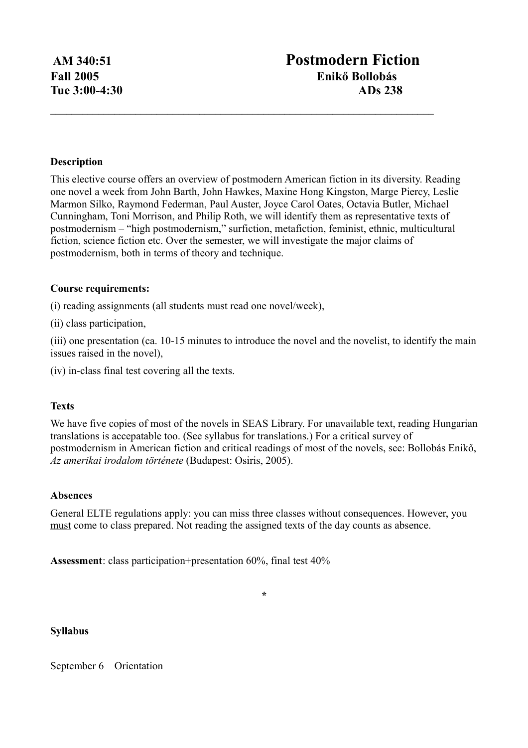**AM 340:51** **Postmodern Fiction**

**Fall 2005** **Enikő Bollobás**

**Tue 3:00-4:30** **ADs 238**

---

**Description**

This elective course offers an overview of postmodern American fiction in its diversity. Reading one novel a week from John Barth, John Hawkes, Maxine Hong Kingston, Marge Piercy, Leslie Marmon Silko, Raymond Federman, Paul Auster, Joyce Carol Oates, Octavia Butler, Michael Cunningham, Toni Morrison, and Philip Roth, we will identify them as representative texts of postmodernism – "high postmodernism," surfiction, metafiction, feminist, ethnic, multicultural fiction, science fiction etc. Over the semester, we will investigate the major claims of postmodernism, both in terms of theory and technique.

**Course requirements:**

(i) reading assignments (all students must read one novel/week),

(ii) class participation,

(iii) one presentation (ca. 10-15 minutes to introduce the novel and the novelist, to identify the main issues raised in the novel),

(iv) in-class final test covering all the texts.

**Texts**

We have five copies of most of the novels in SEAS Library. For unavailable text, reading Hungarian translations is accepatable too. (See syllabus for translations.) For a critical survey of postmodernism in American fiction and critical readings of most of the novels, see: Bollobás Enikő, *Az amerikai irodalom története* (Budapest: Osiris, 2005).

**Absences**

General ELTE regulations apply: you can miss three classes without consequences. However, you must come to class prepared. Not reading the assigned texts of the day counts as absence.

**Assessment**: class participation+presentation 60%, final test 40%

*

**Syllabus**

September 6 Orientation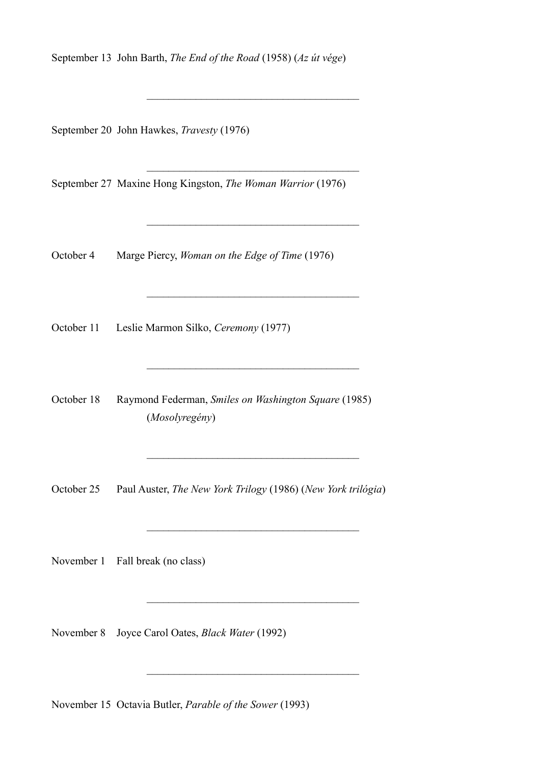September 13 John Barth, *The End of the Road* (1958) (*Az út vége*)

---

September 20 John Hawkes, *Travesty* (1976)

---

September 27 Maxine Hong Kingston, *The Woman Warrior* (1976)

---

October 4 Marge Piercy, *Woman on the Edge of Time* (1976)

---

October 11 Leslie Marmon Silko, *Ceremony* (1977)

---

October 18 Raymond Federman, *Smiles on Washington Square* (1985) (*Mosolyregény*)

---

October 25 Paul Auster, *The New York Trilogy* (1986) (*New York trilógia*)

---

November 1 Fall break (no class)

---

November 8 Joyce Carol Oates, *Black Water* (1992)

---

November 15 Octavia Butler, *Parable of the Sower* (1993)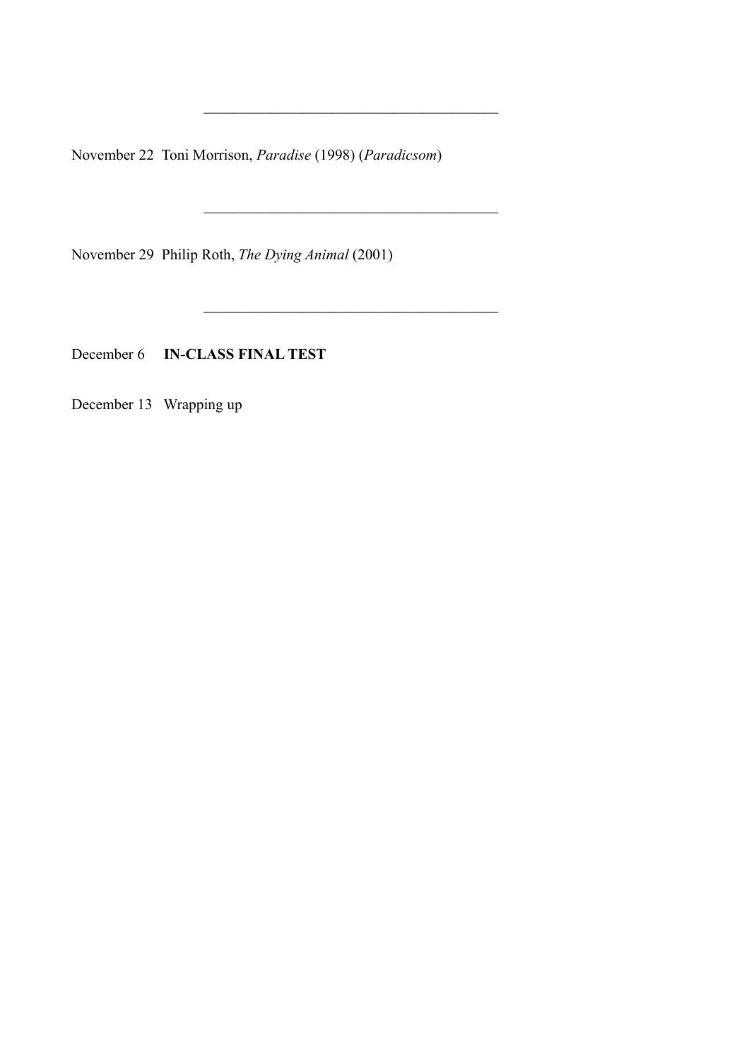---

November 22 Toni Morrison, *Paradise* (1998) (*Paradicsom*)

---

November 29 Philip Roth, *The Dying Animal* (2001)

---

December 6 **IN-CLASS FINAL TEST**

December 13 Wrapping up